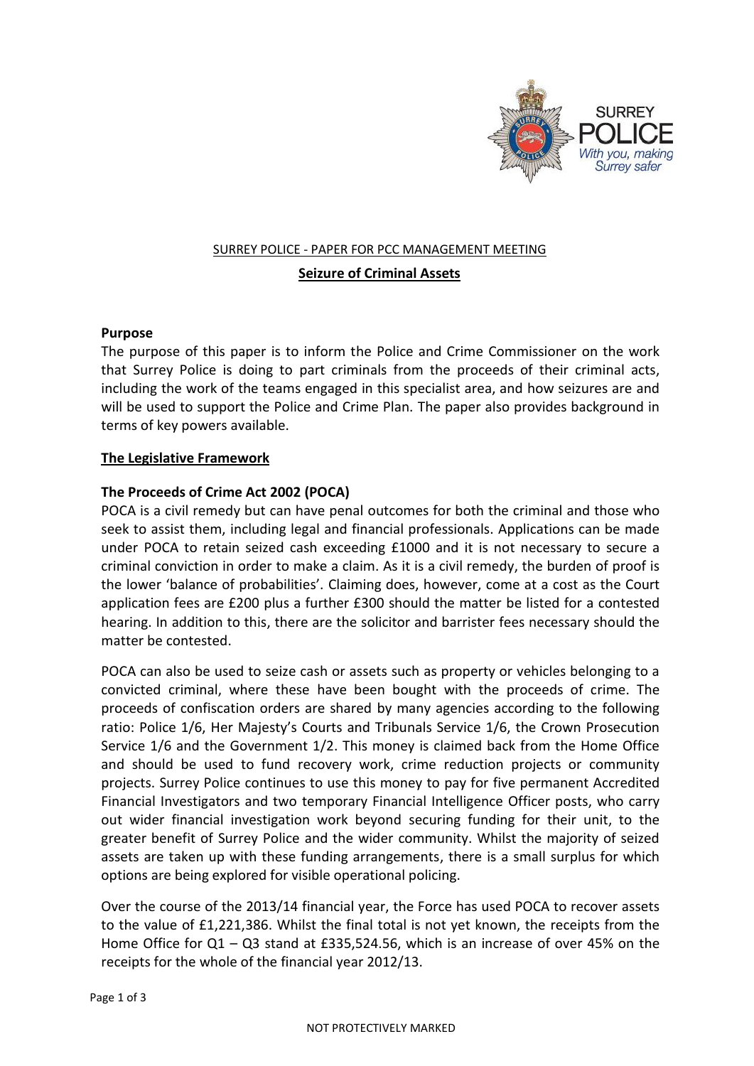SURREY POLICE - PAPER FOR PCC MANAGEMENT MEETING

# Seizure of Criminal Assets

**Purpose**

The purpose of this paper is to inform the Police and Crime Commissioner on the work that Surrey Police is doing to part criminals from the proceeds of their criminal acts, including the work of the teams engaged in this specialist area, and how seizures are and will be used to support the Police and Crime Plan. The paper also provides background in terms of key powers available.

## The Legislative Framework

### The Proceeds of Crime Act 2002 (POCA)

POCA is a civil remedy but can have penal outcomes for both the criminal and those who seek to assist them, including legal and financial professionals. Applications can be made under POCA to retain seized cash exceeding £1000 and it is not necessary to secure a criminal conviction in order to make a claim. As it is a civil remedy, the burden of proof is the lower 'balance of probabilities'. Claiming does, however, come at a cost as the Court application fees are £200 plus a further £300 should the matter be listed for a contested hearing. In addition to this, there are the solicitor and barrister fees necessary should the matter be contested.

POCA can also be used to seize cash or assets such as property or vehicles belonging to a convicted criminal, where these have been bought with the proceeds of crime. The proceeds of confiscation orders are shared by many agencies according to the following ratio: Police 1/6, Her Majesty's Courts and Tribunals Service 1/6, the Crown Prosecution Service 1/6 and the Government 1/2. This money is claimed back from the Home Office and should be used to fund recovery work, crime reduction projects or community projects. Surrey Police continues to use this money to pay for five permanent Accredited Financial Investigators and two temporary Financial Intelligence Officer posts, who carry out wider financial investigation work beyond securing funding for their unit, to the greater benefit of Surrey Police and the wider community. Whilst the majority of seized assets are taken up with these funding arrangements, there is a small surplus for which options are being explored for visible operational policing.

Over the course of the 2013/14 financial year, the Force has used POCA to recover assets to the value of £1,221,386. Whilst the final total is not yet known, the receipts from the Home Office for Q1 – Q3 stand at £335,524.56, which is an increase of over 45% on the receipts for the whole of the financial year 2012/13.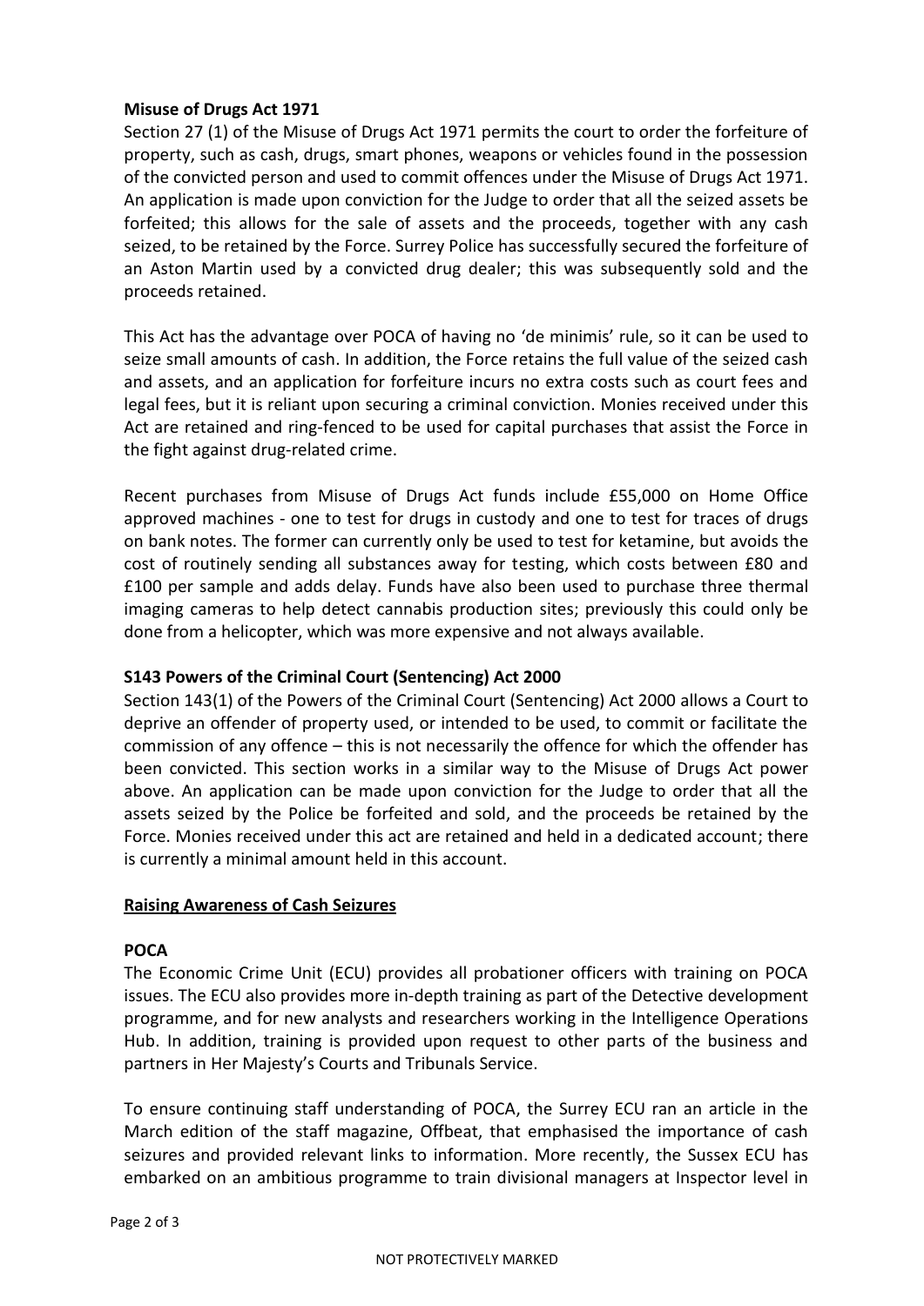**Misuse of Drugs Act 1971**

Section 27 (1) of the Misuse of Drugs Act 1971 permits the court to order the forfeiture of property, such as cash, drugs, smart phones, weapons or vehicles found in the possession of the convicted person and used to commit offences under the Misuse of Drugs Act 1971. An application is made upon conviction for the Judge to order that all the seized assets be forfeited; this allows for the sale of assets and the proceeds, together with any cash seized, to be retained by the Force. Surrey Police has successfully secured the forfeiture of an Aston Martin used by a convicted drug dealer; this was subsequently sold and the proceeds retained.

This Act has the advantage over POCA of having no 'de minimis' rule, so it can be used to seize small amounts of cash. In addition, the Force retains the full value of the seized cash and assets, and an application for forfeiture incurs no extra costs such as court fees and legal fees, but it is reliant upon securing a criminal conviction. Monies received under this Act are retained and ring-fenced to be used for capital purchases that assist the Force in the fight against drug-related crime.

Recent purchases from Misuse of Drugs Act funds include £55,000 on Home Office approved machines - one to test for drugs in custody and one to test for traces of drugs on bank notes. The former can currently only be used to test for ketamine, but avoids the cost of routinely sending all substances away for testing, which costs between £80 and £100 per sample and adds delay. Funds have also been used to purchase three thermal imaging cameras to help detect cannabis production sites; previously this could only be done from a helicopter, which was more expensive and not always available.

**S143 Powers of the Criminal Court (Sentencing) Act 2000**

Section 143(1) of the Powers of the Criminal Court (Sentencing) Act 2000 allows a Court to deprive an offender of property used, or intended to be used, to commit or facilitate the commission of any offence – this is not necessarily the offence for which the offender has been convicted. This section works in a similar way to the Misuse of Drugs Act power above. An application can be made upon conviction for the Judge to order that all the assets seized by the Police be forfeited and sold, and the proceeds be retained by the Force. Monies received under this act are retained and held in a dedicated account; there is currently a minimal amount held in this account.

**Raising Awareness of Cash Seizures**

**POCA**

The Economic Crime Unit (ECU) provides all probationer officers with training on POCA issues. The ECU also provides more in-depth training as part of the Detective development programme, and for new analysts and researchers working in the Intelligence Operations Hub. In addition, training is provided upon request to other parts of the business and partners in Her Majesty's Courts and Tribunals Service.

To ensure continuing staff understanding of POCA, the Surrey ECU ran an article in the March edition of the staff magazine, Offbeat, that emphasised the importance of cash seizures and provided relevant links to information. More recently, the Sussex ECU has embarked on an ambitious programme to train divisional managers at Inspector level in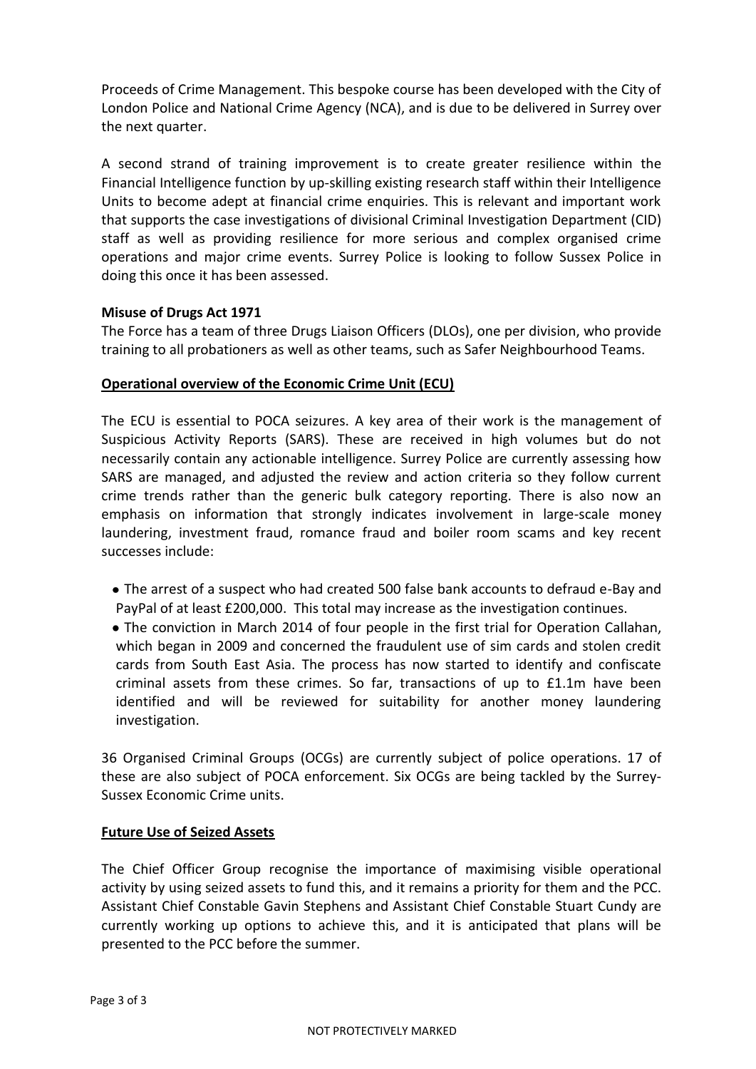Proceeds of Crime Management. This bespoke course has been developed with the City of London Police and National Crime Agency (NCA), and is due to be delivered in Surrey over the next quarter.

A second strand of training improvement is to create greater resilience within the Financial Intelligence function by up-skilling existing research staff within their Intelligence Units to become adept at financial crime enquiries. This is relevant and important work that supports the case investigations of divisional Criminal Investigation Department (CID) staff as well as providing resilience for more serious and complex organised crime operations and major crime events. Surrey Police is looking to follow Sussex Police in doing this once it has been assessed.

**Misuse of Drugs Act 1971**

The Force has a team of three Drugs Liaison Officers (DLOs), one per division, who provide training to all probationers as well as other teams, such as Safer Neighbourhood Teams.

**Operational overview of the Economic Crime Unit (ECU)**

The ECU is essential to POCA seizures. A key area of their work is the management of Suspicious Activity Reports (SARS). These are received in high volumes but do not necessarily contain any actionable intelligence. Surrey Police are currently assessing how SARS are managed, and adjusted the review and action criteria so they follow current crime trends rather than the generic bulk category reporting. There is also now an emphasis on information that strongly indicates involvement in large-scale money laundering, investment fraud, romance fraud and boiler room scams and key recent successes include:

- The arrest of a suspect who had created 500 false bank accounts to defraud e-Bay and PayPal of at least £200,000. This total may increase as the investigation continues.
- The conviction in March 2014 of four people in the first trial for Operation Callahan, which began in 2009 and concerned the fraudulent use of sim cards and stolen credit cards from South East Asia. The process has now started to identify and confiscate criminal assets from these crimes. So far, transactions of up to £1.1m have been identified and will be reviewed for suitability for another money laundering investigation.

36 Organised Criminal Groups (OCGs) are currently subject of police operations. 17 of these are also subject of POCA enforcement. Six OCGs are being tackled by the Surrey-Sussex Economic Crime units.

**Future Use of Seized Assets**

The Chief Officer Group recognise the importance of maximising visible operational activity by using seized assets to fund this, and it remains a priority for them and the PCC. Assistant Chief Constable Gavin Stephens and Assistant Chief Constable Stuart Cundy are currently working up options to achieve this, and it is anticipated that plans will be presented to the PCC before the summer.

NOT PROTECTIVELY MARKED